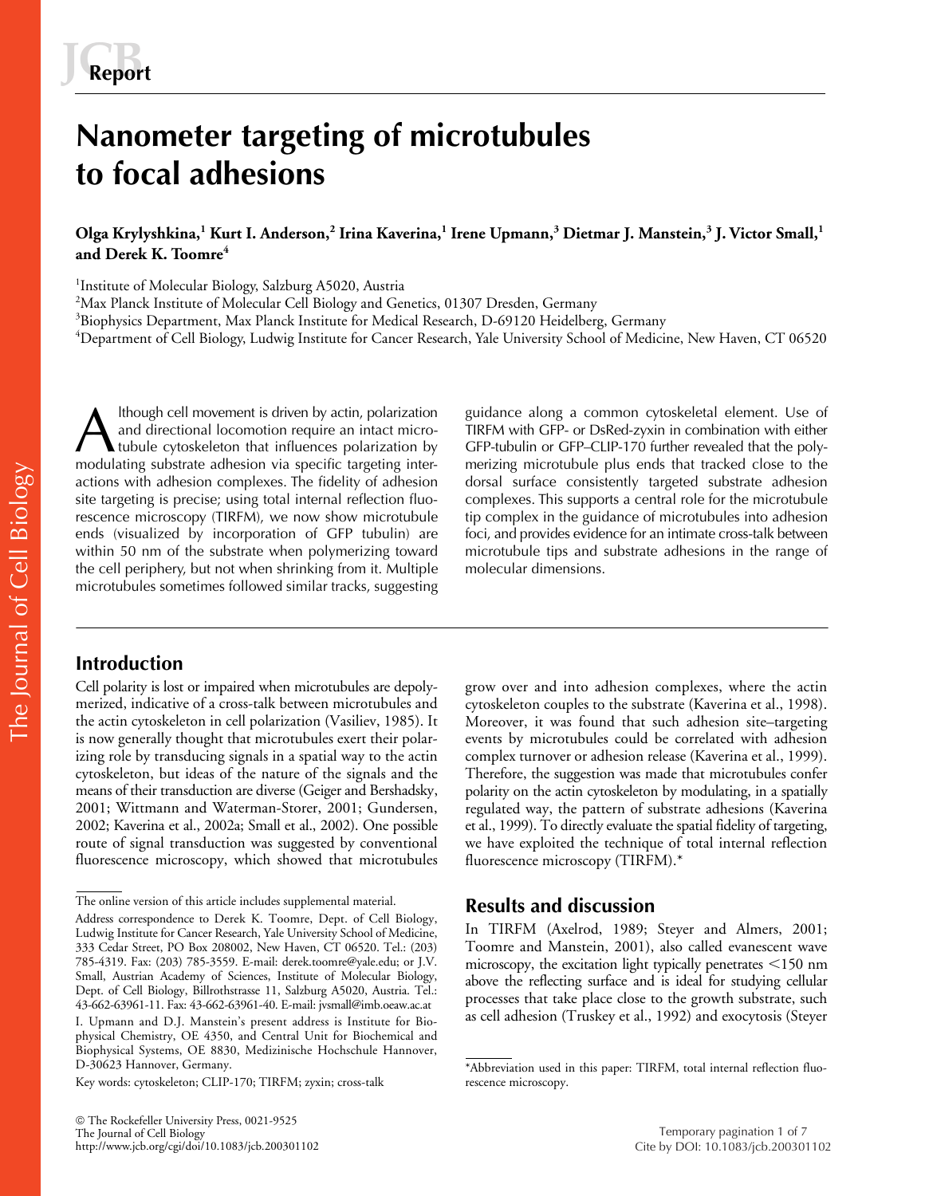Report

# Nanometer targeting of microtubules to focal adhesions

**Olga Krylyshkina,[1] Kurt I. Anderson,[2] Irina Kaverina,[1] Irene Upmann,[3] Dietmar J. Manstein,[3] J. Victor Small,[1] and Derek K. Toomre[4]**

[1]Institute of Molecular Biology, Salzburg A5020, Austria
[2]Max Planck Institute of Molecular Cell Biology and Genetics, 01307 Dresden, Germany
[3]Biophysics Department, Max Planck Institute for Medical Research, D-69120 Heidelberg, Germany
[4]Department of Cell Biology, Ludwig Institute for Cancer Research, Yale University School of Medicine, New Haven, CT 06520

Although cell movement is driven by actin, polarization and directional locomotion require an intact microtubule cytoskeleton that influences polarization by modulating substrate adhesion via specific targeting interactions with adhesion complexes. The fidelity of adhesion site targeting is precise; using total internal reflection fluorescence microscopy (TIRFM), we now show microtubule ends (visualized by incorporation of GFP tubulin) are within 50 nm of the substrate when polymerizing toward the cell periphery, but not when shrinking from it. Multiple microtubules sometimes followed similar tracks, suggesting guidance along a common cytoskeletal element. Use of TIRFM with GFP- or DsRed-zyxin in combination with either GFP-tubulin or GFP–CLIP-170 further revealed that the polymerizing microtubule plus ends that tracked close to the dorsal surface consistently targeted substrate adhesion complexes. This supports a central role for the microtubule tip complex in the guidance of microtubules into adhesion foci, and provides evidence for an intimate cross-talk between microtubule tips and substrate adhesions in the range of molecular dimensions.

## Introduction

Cell polarity is lost or impaired when microtubules are depolymerized, indicative of a cross-talk between microtubules and the actin cytoskeleton in cell polarization (Vasiliev, 1985). It is now generally thought that microtubules exert their polarizing role by transducing signals in a spatial way to the actin cytoskeleton, but ideas of the nature of the signals and the means of their transduction are diverse (Geiger and Bershadsky, 2001; Wittmann and Waterman-Storer, 2001; Gundersen, 2002; Kaverina et al., 2002a; Small et al., 2002). One possible route of signal transduction was suggested by conventional fluorescence microscopy, which showed that microtubules grow over and into adhesion complexes, where the actin cytoskeleton couples to the substrate (Kaverina et al., 1998). Moreover, it was found that such adhesion site–targeting events by microtubules could be correlated with adhesion complex turnover or adhesion release (Kaverina et al., 1999). Therefore, the suggestion was made that microtubules confer polarity on the actin cytoskeleton by modulating, in a spatially regulated way, the pattern of substrate adhesions (Kaverina et al., 1999). To directly evaluate the spatial fidelity of targeting, we have exploited the technique of total internal reflection fluorescence microscopy (TIRFM).*

## Results and discussion

In TIRFM (Axelrod, 1989; Steyer and Almers, 2001; Toomre and Manstein, 2001), also called evanescent wave microscopy, the excitation light typically penetrates <150 nm above the reflecting surface and is ideal for studying cellular processes that take place close to the growth substrate, such as cell adhesion (Truskey et al., 1992) and exocytosis (Steyer

The online version of this article includes supplemental material.

Address correspondence to Derek K. Toomre, Dept. of Cell Biology, Ludwig Institute for Cancer Research, Yale University School of Medicine, 333 Cedar Street, PO Box 208002, New Haven, CT 06520. Tel.: (203) 785-4319. Fax: (203) 785-3559. E-mail: derek.toomre@yale.edu; or J.V. Small, Austrian Academy of Sciences, Institute of Molecular Biology, Dept. of Cell Biology, Billrothstrasse 11, Salzburg A5020, Austria. Tel.: 43-662-63961-11. Fax: 43-662-63961-40. E-mail: jvsmall@imb.oeaw.ac.at

I. Upmann and D.J. Manstein's present address is Institute for Biophysical Chemistry, OE 4350, and Central Unit for Biochemical and Biophysical Systems, OE 8830, Medizinische Hochschule Hannover, D-30623 Hannover, Germany.

Key words: cytoskeleton; CLIP-170; TIRFM; zyxin; cross-talk

*Abbreviation used in this paper: TIRFM, total internal reflection fluorescence microscopy.

© The Rockefeller University Press, 0021-9525
The Journal of Cell Biology
http://www.jcb.org/cgi/doi/10.1083/jcb.200301102

Cite by DOI: 10.1083/jcb.200301102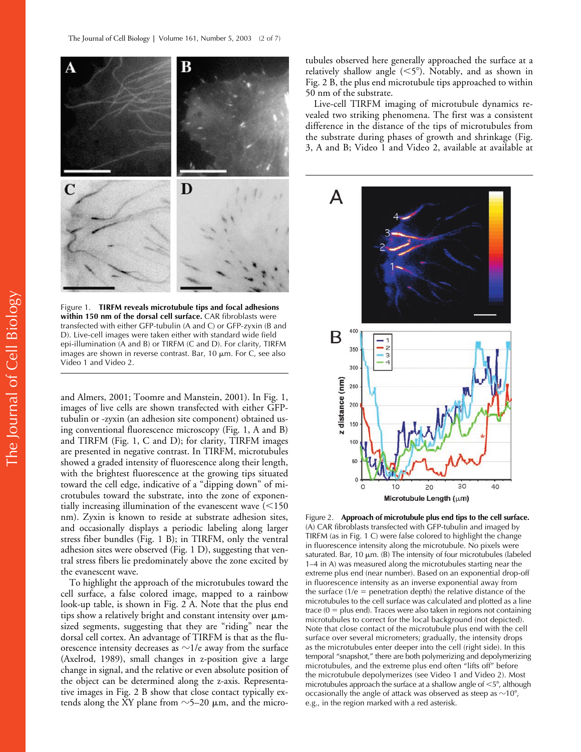Figure 1. **TIRFM reveals microtubule tips and focal adhesions within 150 nm of the dorsal cell surface.** CAR fibroblasts were transfected with either GFP-tubulin (A and C) or GFP-zyxin (B and D). Live-cell images were taken either with standard wide field epi-illumination (A and B) or TIRFM (C and D). For clarity, TIRFM images are shown in reverse contrast. Bar, 10 μm. For C, see also Video 1 and Video 2.

and Almers, 2001; Toomre and Manstein, 2001). In Fig. 1, images of live cells are shown transfected with either GFP-tubulin or -zyxin (an adhesion site component) obtained using conventional fluorescence microscopy (Fig. 1, A and B) and TIRFM (Fig. 1, C and D); for clarity, TIRFM images are presented in negative contrast. In TIRFM, microtubules showed a graded intensity of fluorescence along their length, with the brightest fluorescence at the growing tips situated toward the cell edge, indicative of a "dipping down" of microtubules toward the substrate, into the zone of exponentially increasing illumination of the evanescent wave (<150 nm). Zyxin is known to reside at substrate adhesion sites, and occasionally displays a periodic labeling along larger stress fiber bundles (Fig. 1 B); in TIRFM, only the ventral adhesion sites were observed (Fig. 1 D), suggesting that ventral stress fibers lie predominately above the zone excited by the evanescent wave.

To highlight the approach of the microtubules toward the cell surface, a false colored image, mapped to a rainbow look-up table, is shown in Fig. 2 A. Note that the plus end tips show a relatively bright and constant intensity over μm-sized segments, suggesting that they are "riding" near the dorsal cell cortex. An advantage of TIRFM is that as the fluorescence intensity decreases as ~1/e away from the surface (Axelrod, 1989), small changes in z-position give a large change in signal, and the relative or even absolute position of the object can be determined along the z-axis. Representative images in Fig. 2 B show that close contact typically extends along the XY plane from ~5–20 μm, and the microtubules observed here generally approached the surface at a relatively shallow angle (<5°). Notably, and as shown in Fig. 2 B, the plus end microtubule tips approached to within 50 nm of the substrate.

Live-cell TIRFM imaging of microtubule dynamics revealed two striking phenomena. The first was a consistent difference in the distance of the tips of microtubules from the substrate during phases of growth and shrinkage (Fig. 3, A and B; Video 1 and Video 2, available at available at

Figure 2. **Approach of microtubule plus end tips to the cell surface.** (A) CAR fibroblasts transfected with GFP-tubulin and imaged by TIRFM (as in Fig. 1 C) were false colored to highlight the change in fluorescence intensity along the microtubule. No pixels were saturated. Bar, 10 μm. (B) The intensity of four microtubules (labeled 1–4 in A) was measured along the microtubules starting near the extreme plus end (near number). Based on an exponential drop-off in fluorescence intensity as an inverse exponential away from the surface (1/e = penetration depth) the relative distance of the microtubules to the cell surface was calculated and plotted as a line trace (0 = plus end). Traces were also taken in regions not containing microtubules to correct for the local background (not depicted). Note that close contact of the microtubule plus end with the cell surface over several micrometers; gradually, the intensity drops as the microtubules enter deeper into the cell (right side). In this temporal "snapshot," there are both polymerizing and depolymerizing microtubules, and the extreme plus end often "lifts off" before the microtubule depolymerizes (see Video 1 and Video 2). Most microtubules approach the surface at a shallow angle of <5°, although occasionally the angle of attack was observed as steep as ~10°, e.g., in the region marked with a red asterisk.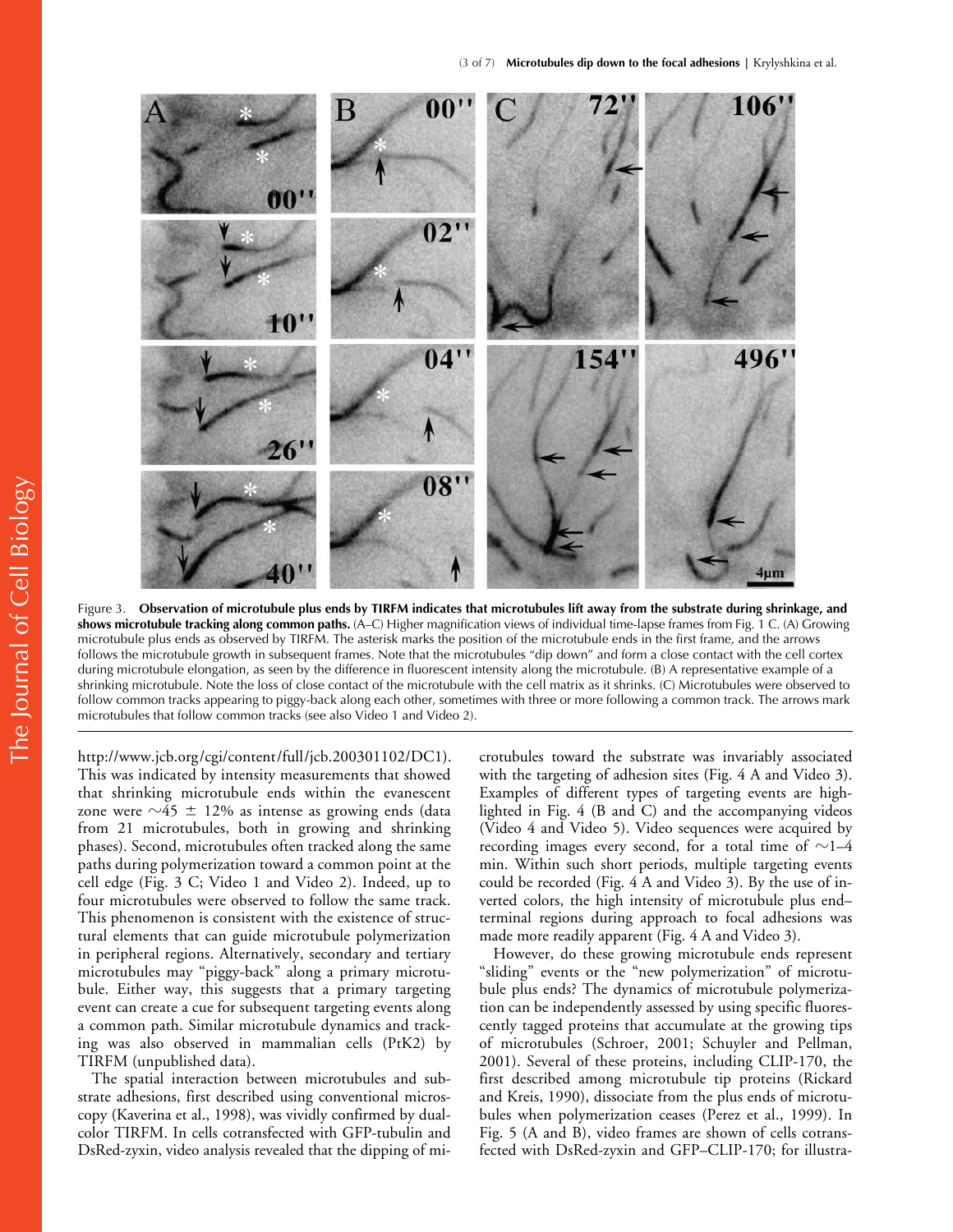Figure 3. **Observation of microtubule plus ends by TIRFM indicates that microtubules lift away from the substrate during shrinkage, and shows microtubule tracking along common paths.** (A–C) Higher magnification views of individual time-lapse frames from Fig. 1 C. (A) Growing microtubule plus ends as observed by TIRFM. The asterisk marks the position of the microtubule ends in the first frame, and the arrows follows the microtubule growth in subsequent frames. Note that the microtubules "dip down" and form a close contact with the cell cortex during microtubule elongation, as seen by the difference in fluorescent intensity along the microtubule. (B) A representative example of a shrinking microtubule. Note the loss of close contact of the microtubule with the cell matrix as it shrinks. (C) Microtubules were observed to follow common tracks appearing to piggy-back along each other, sometimes with three or more following a common track. The arrows mark microtubules that follow common tracks (see also Video 1 and Video 2).

http://www.jcb.org/cgi/content/full/jcb.200301102/DC1). This was indicated by intensity measurements that showed that shrinking microtubule ends within the evanescent zone were ∼45 ± 12% as intense as growing ends (data from 21 microtubules, both in growing and shrinking phases). Second, microtubules often tracked along the same paths during polymerization toward a common point at the cell edge (Fig. 3 C; Video 1 and Video 2). Indeed, up to four microtubules were observed to follow the same track. This phenomenon is consistent with the existence of structural elements that can guide microtubule polymerization in peripheral regions. Alternatively, secondary and tertiary microtubules may "piggy-back" along a primary microtubule. Either way, this suggests that a primary targeting event can create a cue for subsequent targeting events along a common path. Similar microtubule dynamics and tracking was also observed in mammalian cells (PtK2) by TIRFM (unpublished data).

The spatial interaction between microtubules and substrate adhesions, first described using conventional microscopy (Kaverina et al., 1998), was vividly confirmed by dual-color TIRFM. In cells cotransfected with GFP-tubulin and DsRed-zyxin, video analysis revealed that the dipping of microtubules toward the substrate was invariably associated with the targeting of adhesion sites (Fig. 4 A and Video 3). Examples of different types of targeting events are highlighted in Fig. 4 (B and C) and the accompanying videos (Video 4 and Video 5). Video sequences were acquired by recording images every second, for a total time of ∼1–4 min. Within such short periods, multiple targeting events could be recorded (Fig. 4 A and Video 3). By the use of inverted colors, the high intensity of microtubule plus end–terminal regions during approach to focal adhesions was made more readily apparent (Fig. 4 A and Video 3).

However, do these growing microtubule ends represent "sliding" events or the "new polymerization" of microtubule plus ends? The dynamics of microtubule polymerization can be independently assessed by using specific fluorescently tagged proteins that accumulate at the growing tips of microtubules (Schroer, 2001; Schuyler and Pellman, 2001). Several of these proteins, including CLIP-170, the first described among microtubule tip proteins (Rickard and Kreis, 1990), dissociate from the plus ends of microtubules when polymerization ceases (Perez et al., 1999). In Fig. 5 (A and B), video frames are shown of cells cotransfected with DsRed-zyxin and GFP–CLIP-170; for illustra-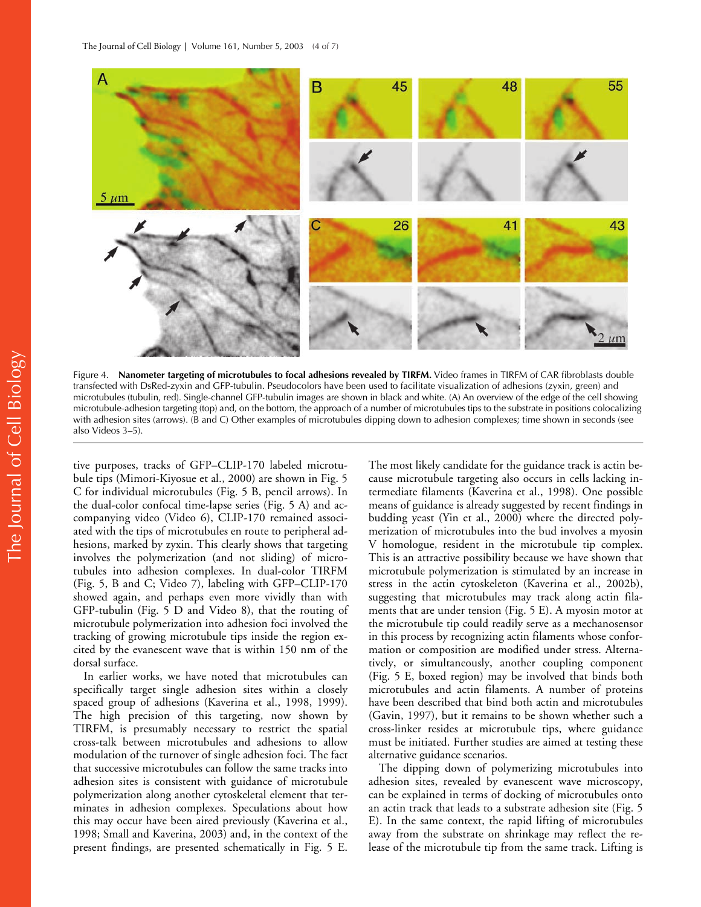Figure 4. **Nanometer targeting of microtubules to focal adhesions revealed by TIRFM.** Video frames in TIRFM of CAR fibroblasts double transfected with DsRed-zyxin and GFP-tubulin. Pseudocolors have been used to facilitate visualization of adhesions (zyxin, green) and microtubules (tubulin, red). Single-channel GFP-tubulin images are shown in black and white. (A) An overview of the edge of the cell showing microtubule-adhesion targeting (top) and, on the bottom, the approach of a number of microtubules tips to the substrate in positions colocalizing with adhesion sites (arrows). (B and C) Other examples of microtubules dipping down to adhesion complexes; time shown in seconds (see also Videos 3–5).

tive purposes, tracks of GFP–CLIP-170 labeled microtubule tips (Mimori-Kiyosue et al., 2000) are shown in Fig. 5 C for individual microtubules (Fig. 5 B, pencil arrows). In the dual-color confocal time-lapse series (Fig. 5 A) and accompanying video (Video 6), CLIP-170 remained associated with the tips of microtubules en route to peripheral adhesions, marked by zyxin. This clearly shows that targeting involves the polymerization (and not sliding) of microtubules into adhesion complexes. In dual-color TIRFM (Fig. 5, B and C; Video 7), labeling with GFP–CLIP-170 showed again, and perhaps even more vividly than with GFP-tubulin (Fig. 5 D and Video 8), that the routing of microtubule polymerization into adhesion foci involved the tracking of growing microtubule tips inside the region excited by the evanescent wave that is within 150 nm of the dorsal surface.

In earlier works, we have noted that microtubules can specifically target single adhesion sites within a closely spaced group of adhesions (Kaverina et al., 1998, 1999). The high precision of this targeting, now shown by TIRFM, is presumably necessary to restrict the spatial cross-talk between microtubules and adhesions to allow modulation of the turnover of single adhesion foci. The fact that successive microtubules can follow the same tracks into adhesion sites is consistent with guidance of microtubule polymerization along another cytoskeletal element that terminates in adhesion complexes. Speculations about how this may occur have been aired previously (Kaverina et al., 1998; Small and Kaverina, 2003) and, in the context of the present findings, are presented schematically in Fig. 5 E. The most likely candidate for the guidance track is actin because microtubule targeting also occurs in cells lacking intermediate filaments (Kaverina et al., 1998). One possible means of guidance is already suggested by recent findings in budding yeast (Yin et al., 2000) where the directed polymerization of microtubules into the bud involves a myosin V homologue, resident in the microtubule tip complex. This is an attractive possibility because we have shown that microtubule polymerization is stimulated by an increase in stress in the actin cytoskeleton (Kaverina et al., 2002b), suggesting that microtubules may track along actin filaments that are under tension (Fig. 5 E). A myosin motor at the microtubule tip could readily serve as a mechanosensor in this process by recognizing actin filaments whose conformation or composition are modified under stress. Alternatively, or simultaneously, another coupling component (Fig. 5 E, boxed region) may be involved that binds both microtubules and actin filaments. A number of proteins have been described that bind both actin and microtubules (Gavin, 1997), but it remains to be shown whether such a cross-linker resides at microtubule tips, where guidance must be initiated. Further studies are aimed at testing these alternative guidance scenarios.

The dipping down of polymerizing microtubules into adhesion sites, revealed by evanescent wave microscopy, can be explained in terms of docking of microtubules onto an actin track that leads to a substrate adhesion site (Fig. 5 E). In the same context, the rapid lifting of microtubules away from the substrate on shrinkage may reflect the release of the microtubule tip from the same track. Lifting is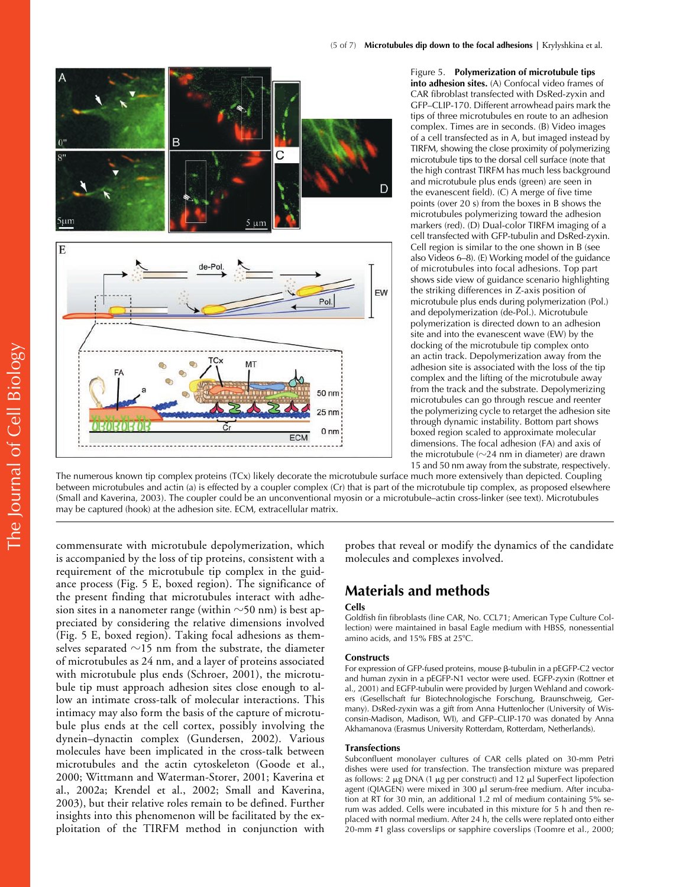Figure 5. **Polymerization of microtubule tips into adhesion sites.** (A) Confocal video frames of CAR fibroblast transfected with DsRed-zyxin and GFP–CLIP-170. Different arrowhead pairs mark the tips of three microtubules en route to an adhesion complex. Times are in seconds. (B) Video images of a cell transfected as in A, but imaged instead by TIRFM, showing the close proximity of polymerizing microtubule tips to the dorsal cell surface (note that the high contrast TIRFM has much less background and microtubule plus ends (green) are seen in the evanescent field). (C) A merge of five time points (over 20 s) from the boxes in B shows the microtubules polymerizing toward the adhesion markers (red). (D) Dual-color TIRFM imaging of a cell transfected with GFP-tubulin and DsRed-zyxin. Cell region is similar to the one shown in B (see also Videos 6–8). (E) Working model of the guidance of microtubules into focal adhesions. Top part shows side view of guidance scenario highlighting the striking differences in Z-axis position of microtubule plus ends during polymerization (Pol.) and depolymerization (de-Pol.). Microtubule polymerization is directed down to an adhesion site and into the evanescent wave (EW) by the docking of the microtubule tip complex onto an actin track. Depolymerization away from the adhesion site is associated with the loss of the tip complex and the lifting of the microtubule away from the track and the substrate. Depolymerizing microtubules can go through rescue and reenter the polymerizing cycle to retarget the adhesion site through dynamic instability. Bottom part shows boxed region scaled to approximate molecular dimensions. The focal adhesion (FA) and axis of the microtubule (~24 nm in diameter) are drawn 15 and 50 nm away from the substrate, respectively. The numerous known tip complex proteins (TCx) likely decorate the microtubule surface much more extensively than depicted. Coupling between microtubules and actin (a) is effected by a coupler complex (Cr) that is part of the microtubule tip complex, as proposed elsewhere (Small and Kaverina, 2003). The coupler could be an unconventional myosin or a microtubule–actin cross-linker (see text). Microtubules may be captured (hook) at the adhesion site. ECM, extracellular matrix.

commensurate with microtubule depolymerization, which is accompanied by the loss of tip proteins, consistent with a requirement of the microtubule tip complex in the guidance process (Fig. 5 E, boxed region). The significance of the present finding that microtubules interact with adhesion sites in a nanometer range (within ~50 nm) is best appreciated by considering the relative dimensions involved (Fig. 5 E, boxed region). Taking focal adhesions as themselves separated ~15 nm from the substrate, the diameter of microtubules as 24 nm, and a layer of proteins associated with microtubule plus ends (Schroer, 2001), the microtubule tip must approach adhesion sites close enough to allow an intimate cross-talk of molecular interactions. This intimacy may also form the basis of the capture of microtubule plus ends at the cell cortex, possibly involving the dynein–dynactin complex (Gundersen, 2002). Various molecules have been implicated in the cross-talk between microtubules and the actin cytoskeleton (Goode et al., 2000; Wittmann and Waterman-Storer, 2001; Kaverina et al., 2002a; Krendel et al., 2002; Small and Kaverina, 2003), but their relative roles remain to be defined. Further insights into this phenomenon will be facilitated by the exploitation of the TIRFM method in conjunction with probes that reveal or modify the dynamics of the candidate molecules and complexes involved.

## Materials and methods

### Cells

Goldfish fin fibroblasts (line CAR, No. CCL71; American Type Culture Collection) were maintained in basal Eagle medium with HBSS, nonessential amino acids, and 15% FBS at 25°C.

### Constructs

For expression of GFP-fused proteins, mouse β-tubulin in a pEGFP-C2 vector and human zyxin in a pEGFP-N1 vector were used. EGFP-zyxin (Rottner et al., 2001) and EGFP-tubulin were provided by Jurgen Wehland and coworkers (Gesellschaft fur Biotechnologische Forschung, Braunschweig, Germany). DsRed-zyxin was a gift from Anna Huttenlocher (University of Wisconsin-Madison, Madison, WI), and GFP–CLIP-170 was donated by Anna Akhamanova (Erasmus University Rotterdam, Rotterdam, Netherlands).

### Transfections

Subconfluent monolayer cultures of CAR cells plated on 30-mm Petri dishes were used for transfection. The transfection mixture was prepared as follows: 2 μg DNA (1 μg per construct) and 12 μl SuperFect lipofection agent (QIAGEN) were mixed in 300 μl serum-free medium. After incubation at RT for 30 min, an additional 1.2 ml of medium containing 5% serum was added. Cells were incubated in this mixture for 5 h and then replaced with normal medium. After 24 h, the cells were replated onto either 20-mm #1 glass coverslips or sapphire coverslips (Toomre et al., 2000;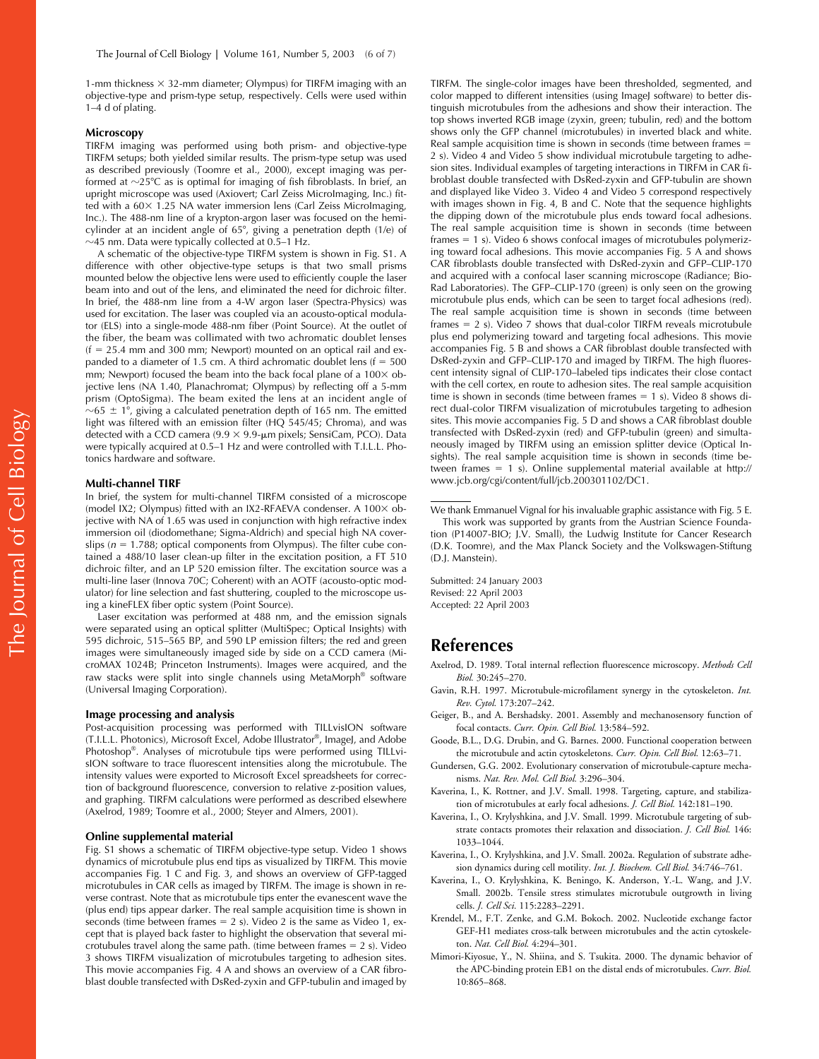1-mm thickness × 32-mm diameter; Olympus) for TIRFM imaging with an objective-type and prism-type setup, respectively. Cells were used within 1–4 d of plating.

### Microscopy

TIRFM imaging was performed using both prism- and objective-type TIRFM setups; both yielded similar results. The prism-type setup was used as described previously (Toomre et al., 2000), except imaging was performed at ~25°C as is optimal for imaging of fish fibroblasts. In brief, an upright microscope was used (Axiovert; Carl Zeiss MicroImaging, Inc.) fitted with a 60× 1.25 NA water immersion lens (Carl Zeiss MicroImaging, Inc.). The 488-nm line of a krypton-argon laser was focused on the hemicylinder at an incident angle of 65°, giving a penetration depth (1/e) of ~45 nm. Data were typically collected at 0.5–1 Hz.

A schematic of the objective-type TIRFM system is shown in Fig. S1. A difference with other objective-type setups is that two small prisms mounted below the objective lens were used to efficiently couple the laser beam into and out of the lens, and eliminated the need for dichroic filter. In brief, the 488-nm line from a 4-W argon laser (Spectra-Physics) was used for excitation. The laser was coupled via an acousto-optical modulator (ELS) into a single-mode 488-nm fiber (Point Source). At the outlet of the fiber, the beam was collimated with two achromatic doublet lenses (f = 25.4 mm and 300 mm; Newport) mounted on an optical rail and expanded to a diameter of 1.5 cm. A third achromatic doublet lens (f = 500 mm; Newport) focused the beam into the back focal plane of a 100× objective lens (NA 1.40, Planachromat; Olympus) by reflecting off a 5-mm prism (OptoSigma). The beam exited the lens at an incident angle of ~65 ± 1°, giving a calculated penetration depth of 165 nm. The emitted light was filtered with an emission filter (HQ 545/45; Chroma), and was detected with a CCD camera (9.9 × 9.9-μm pixels; SensiCam, PCO). Data were typically acquired at 0.5–1 Hz and were controlled with T.I.L.L. Photonics hardware and software.

### Multi-channel TIRF

In brief, the system for multi-channel TIRFM consisted of a microscope (model IX2; Olympus) fitted with an IX2-RFAEVA condenser. A 100× objective with NA of 1.65 was used in conjunction with high refractive index immersion oil (diodomethane; Sigma-Aldrich) and special high NA coverslips (*n* = 1.788; optical components from Olympus). The filter cube contained a 488/10 laser clean-up filter in the excitation position, a FT 510 dichroic filter, and an LP 520 emission filter. The excitation source was a multi-line laser (Innova 70C; Coherent) with an AOTF (acousto-optic modulator) for line selection and fast shuttering, coupled to the microscope using a kineFLEX fiber optic system (Point Source).

Laser excitation was performed at 488 nm, and the emission signals were separated using an optical splitter (MultiSpec; Optical Insights) with 595 dichroic, 515–565 BP, and 590 LP emission filters; the red and green images were simultaneously imaged side by side on a CCD camera (MicroMAX 1024B; Princeton Instruments). Images were acquired, and the raw stacks were split into single channels using MetaMorph® software (Universal Imaging Corporation).

### Image processing and analysis

Post-acquisition processing was performed with TILLvisION software (T.I.L.L. Photonics), Microsoft Excel, Adobe Illustrator®, ImageJ, and Adobe Photoshop®. Analyses of microtubule tips were performed using TILLvisION software to trace fluorescent intensities along the microtubule. The intensity values were exported to Microsoft Excel spreadsheets for correction of background fluorescence, conversion to relative z-position values, and graphing. TIRFM calculations were performed as described elsewhere (Axelrod, 1989; Toomre et al., 2000; Steyer and Almers, 2001).

### Online supplemental material

Fig. S1 shows a schematic of TIRFM objective-type setup. Video 1 shows dynamics of microtubule plus end tips as visualized by TIRFM. This movie accompanies Fig. 1 C and Fig. 3, and shows an overview of GFP-tagged microtubules in CAR cells as imaged by TIRFM. The image is shown in reverse contrast. Note that as microtubule tips enter the evanescent wave the (plus end) tips appear darker. The real sample acquisition time is shown in seconds (time between frames = 2 s). Video 2 is the same as Video 1, except that is played back faster to highlight the observation that several microtubules travel along the same path. (time between frames = 2 s). Video 3 shows TIRFM visualization of microtubules targeting to adhesion sites. This movie accompanies Fig. 4 A and shows an overview of a CAR fibroblast double transfected with DsRed-zyxin and GFP-tubulin and imaged by TIRFM. The single-color images have been thresholded, segmented, and color mapped to different intensities (using ImageJ software) to better distinguish microtubules from the adhesions and show their interaction. The top shows inverted RGB image (zyxin, green; tubulin, red) and the bottom shows only the GFP channel (microtubules) in inverted black and white. Real sample acquisition time is shown in seconds (time between frames = 2 s). Video 4 and Video 5 show individual microtubule targeting to adhesion sites. Individual examples of targeting interactions in TIRFM in CAR fibroblast double transfected with DsRed-zyxin and GFP-tubulin are shown and displayed like Video 3. Video 4 and Video 5 correspond respectively with images shown in Fig. 4, B and C. Note that the sequence highlights the dipping down of the microtubule plus ends toward focal adhesions. The real sample acquisition time is shown in seconds (time between frames = 1 s). Video 6 shows confocal images of microtubules polymerizing toward focal adhesions. This movie accompanies Fig. 5 A and shows CAR fibroblasts double transfected with DsRed-zyxin and GFP–CLIP-170 and acquired with a confocal laser scanning microscope (Radiance; Bio-Rad Laboratories). The GFP–CLIP-170 (green) is only seen on the growing microtubule plus ends, which can be seen to target focal adhesions (red). The real sample acquisition time is shown in seconds (time between frames = 2 s). Video 7 shows that dual-color TIRFM reveals microtubule plus end polymerizing toward and targeting focal adhesions. This movie accompanies Fig. 5 B and shows a CAR fibroblast double transfected with DsRed-zyxin and GFP–CLIP-170 and imaged by TIRFM. The high fluorescent intensity signal of CLIP-170–labeled tips indicates their close contact with the cell cortex, en route to adhesion sites. The real sample acquisition time is shown in seconds (time between frames = 1 s). Video 8 shows direct dual-color TIRFM visualization of microtubules targeting to adhesion sites. This movie accompanies Fig. 5 D and shows a CAR fibroblast double transfected with DsRed-zyxin (red) and GFP-tubulin (green) and simultaneously imaged by TIRFM using an emission splitter device (Optical Insights). The real sample acquisition time is shown in seconds (time between frames = 1 s). Online supplemental material available at http://www.jcb.org/cgi/content/full/jcb.200301102/DC1.

---

We thank Emmanuel Vignal for his invaluable graphic assistance with Fig. 5 E.

This work was supported by grants from the Austrian Science Foundation (P14007-BIO; J.V. Small), the Ludwig Institute for Cancer Research (D.K. Toomre), and the Max Planck Society and the Volkswagen-Stiftung (D.J. Manstein).

Submitted: 24 January 2003
Revised: 22 April 2003
Accepted: 22 April 2003

## References

Axelrod, D. 1989. Total internal reflection fluorescence microscopy. *Methods Cell Biol.* 30:245–270.

Gavin, R.H. 1997. Microtubule-microfilament synergy in the cytoskeleton. *Int. Rev. Cytol.* 173:207–242.

Geiger, B., and A. Bershadsky. 2001. Assembly and mechanosensory function of focal contacts. *Curr. Opin. Cell Biol.* 13:584–592.

Goode, B.L., D.G. Drubin, and G. Barnes. 2000. Functional cooperation between the microtubule and actin cytoskeletons. *Curr. Opin. Cell Biol.* 12:63–71.

Gundersen, G.G. 2002. Evolutionary conservation of microtubule-capture mechanisms. *Nat. Rev. Mol. Cell Biol.* 3:296–304.

Kaverina, I., K. Rottner, and J.V. Small. 1998. Targeting, capture, and stabilization of microtubules at early focal adhesions. *J. Cell Biol.* 142:181–190.

Kaverina, I., O. Krylyshkina, and J.V. Small. 1999. Microtubule targeting of substrate contacts promotes their relaxation and dissociation. *J. Cell Biol.* 146:1033–1044.

Kaverina, I., O. Krylyshkina, and J.V. Small. 2002a. Regulation of substrate adhesion dynamics during cell motility. *Int. J. Biochem. Cell Biol.* 34:746–761.

Kaverina, I., O. Krylyshkina, K. Beningo, K. Anderson, Y.-L. Wang, and J.V. Small. 2002b. Tensile stress stimulates microtubule outgrowth in living cells. *J. Cell Sci.* 115:2283–2291.

Krendel, M., F.T. Zenke, and G.M. Bokoch. 2002. Nucleotide exchange factor GEF-H1 mediates cross-talk between microtubules and the actin cytoskeleton. *Nat. Cell Biol.* 4:294–301.

Mimori-Kiyosue, Y., N. Shiina, and S. Tsukita. 2000. The dynamic behavior of the APC-binding protein EB1 on the distal ends of microtubules. *Curr. Biol.* 10:865–868.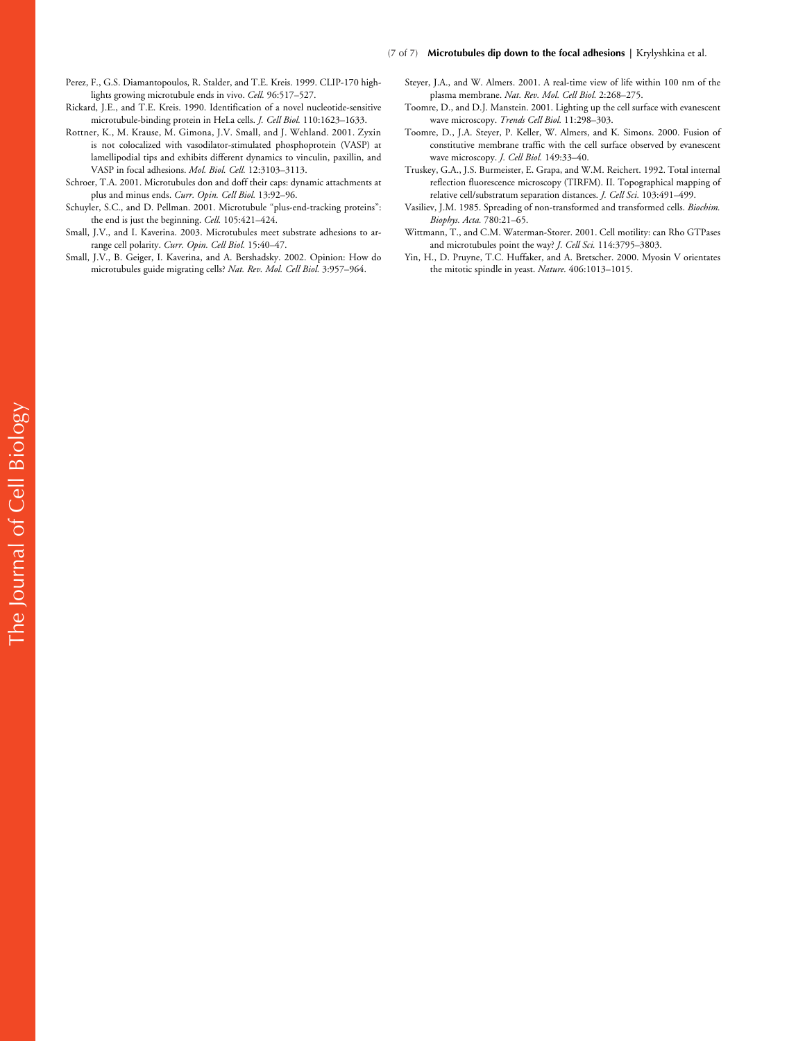Perez, F., G.S. Diamantopoulos, R. Stalder, and T.E. Kreis. 1999. CLIP-170 highlights growing microtubule ends in vivo. *Cell.* 96:517–527.

Rickard, J.E., and T.E. Kreis. 1990. Identification of a novel nucleotide-sensitive microtubule-binding protein in HeLa cells. *J. Cell Biol.* 110:1623–1633.

Rottner, K., M. Krause, M. Gimona, J.V. Small, and J. Wehland. 2001. Zyxin is not colocalized with vasodilator-stimulated phosphoprotein (VASP) at lamellipodial tips and exhibits different dynamics to vinculin, paxillin, and VASP in focal adhesions. *Mol. Biol. Cell.* 12:3103–3113.

Schroer, T.A. 2001. Microtubules don and doff their caps: dynamic attachments at plus and minus ends. *Curr. Opin. Cell Biol.* 13:92–96.

Schuyler, S.C., and D. Pellman. 2001. Microtubule "plus-end-tracking proteins": the end is just the beginning. *Cell.* 105:421–424.

Small, J.V., and I. Kaverina. 2003. Microtubules meet substrate adhesions to arrange cell polarity. *Curr. Opin. Cell Biol.* 15:40–47.

Small, J.V., B. Geiger, I. Kaverina, and A. Bershadsky. 2002. Opinion: How do microtubules guide migrating cells? *Nat. Rev. Mol. Cell Biol.* 3:957–964.

Steyer, J.A., and W. Almers. 2001. A real-time view of life within 100 nm of the plasma membrane. *Nat. Rev. Mol. Cell Biol.* 2:268–275.

Toomre, D., and D.J. Manstein. 2001. Lighting up the cell surface with evanescent wave microscopy. *Trends Cell Biol.* 11:298–303.

Toomre, D., J.A. Steyer, P. Keller, W. Almers, and K. Simons. 2000. Fusion of constitutive membrane traffic with the cell surface observed by evanescent wave microscopy. *J. Cell Biol.* 149:33–40.

Truskey, G.A., J.S. Burmeister, E. Grapa, and W.M. Reichert. 1992. Total internal reflection fluorescence microscopy (TIRFM). II. Topographical mapping of relative cell/substratum separation distances. *J. Cell Sci.* 103:491–499.

Vasiliev, J.M. 1985. Spreading of non-transformed and transformed cells. *Biochim. Biophys. Acta.* 780:21–65.

Wittmann, T., and C.M. Waterman-Storer. 2001. Cell motility: can Rho GTPases and microtubules point the way? *J. Cell Sci.* 114:3795–3803.

Yin, H., D. Pruyne, T.C. Huffaker, and A. Bretscher. 2000. Myosin V orientates the mitotic spindle in yeast. *Nature.* 406:1013–1015.